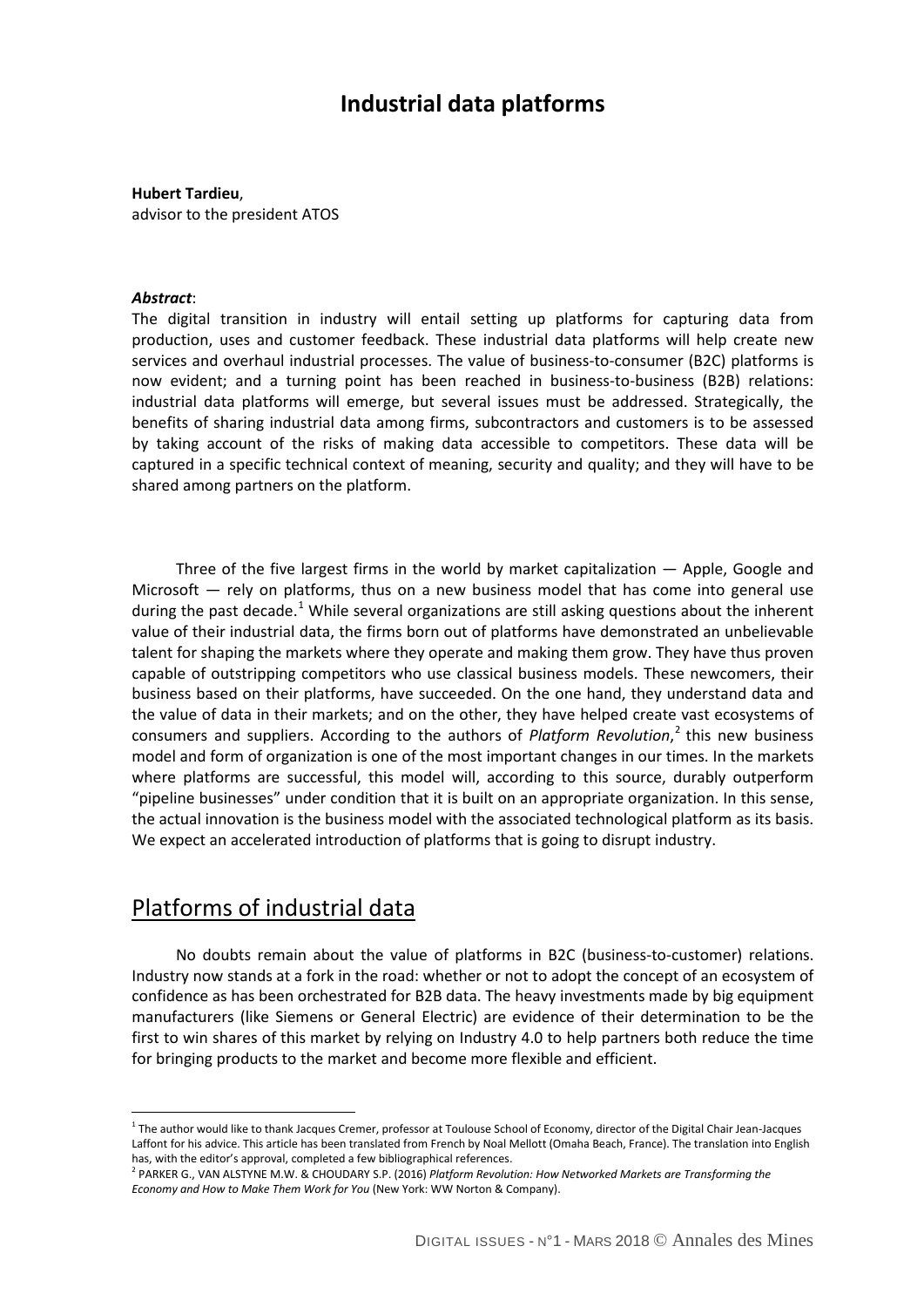# Industrial data platforms

**Hubert Tardieu**,
advisor to the president ATOS

***Abstract***:
The digital transition in industry will entail setting up platforms for capturing data from production, uses and customer feedback. These industrial data platforms will help create new services and overhaul industrial processes. The value of business-to-consumer (B2C) platforms is now evident; and a turning point has been reached in business-to-business (B2B) relations: industrial data platforms will emerge, but several issues must be addressed. Strategically, the benefits of sharing industrial data among firms, subcontractors and customers is to be assessed by taking account of the risks of making data accessible to competitors. These data will be captured in a specific technical context of meaning, security and quality; and they will have to be shared among partners on the platform.

Three of the five largest firms in the world by market capitalization — Apple, Google and Microsoft — rely on platforms, thus on a new business model that has come into general use during the past decade.[1] While several organizations are still asking questions about the inherent value of their industrial data, the firms born out of platforms have demonstrated an unbelievable talent for shaping the markets where they operate and making them grow. They have thus proven capable of outstripping competitors who use classical business models. These newcomers, their business based on their platforms, have succeeded. On the one hand, they understand data and the value of data in their markets; and on the other, they have helped create vast ecosystems of consumers and suppliers. According to the authors of *Platform Revolution*,[2] this new business model and form of organization is one of the most important changes in our times. In the markets where platforms are successful, this model will, according to this source, durably outperform "pipeline businesses" under condition that it is built on an appropriate organization. In this sense, the actual innovation is the business model with the associated technological platform as its basis. We expect an accelerated introduction of platforms that is going to disrupt industry.

## Platforms of industrial data

No doubts remain about the value of platforms in B2C (business-to-customer) relations. Industry now stands at a fork in the road: whether or not to adopt the concept of an ecosystem of confidence as has been orchestrated for B2B data. The heavy investments made by big equipment manufacturers (like Siemens or General Electric) are evidence of their determination to be the first to win shares of this market by relying on Industry 4.0 to help partners both reduce the time for bringing products to the market and become more flexible and efficient.

---

[1] The author would like to thank Jacques Cremer, professor at Toulouse School of Economy, director of the Digital Chair Jean-Jacques Laffont for his advice. This article has been translated from French by Noal Mellott (Omaha Beach, France). The translation into English has, with the editor's approval, completed a few bibliographical references.

[2] PARKER G., VAN ALSTYNE M.W. & CHOUDARY S.P. (2016) *Platform Revolution: How Networked Markets are Transforming the Economy and How to Make Them Work for You* (New York: WW Norton & Company).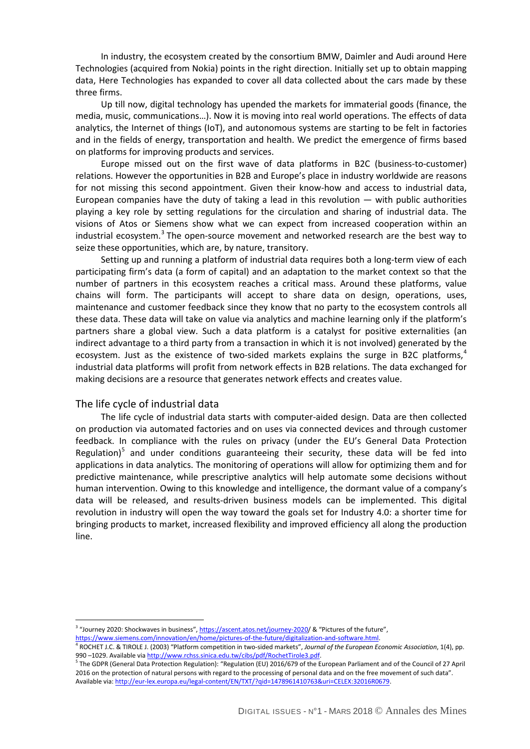In industry, the ecosystem created by the consortium BMW, Daimler and Audi around Here Technologies (acquired from Nokia) points in the right direction. Initially set up to obtain mapping data, Here Technologies has expanded to cover all data collected about the cars made by these three firms.

Up till now, digital technology has upended the markets for immaterial goods (finance, the media, music, communications…). Now it is moving into real world operations. The effects of data analytics, the Internet of things (IoT), and autonomous systems are starting to be felt in factories and in the fields of energy, transportation and health. We predict the emergence of firms based on platforms for improving products and services.

Europe missed out on the first wave of data platforms in B2C (business-to-customer) relations. However the opportunities in B2B and Europe's place in industry worldwide are reasons for not missing this second appointment. Given their know-how and access to industrial data, European companies have the duty of taking a lead in this revolution — with public authorities playing a key role by setting regulations for the circulation and sharing of industrial data. The visions of Atos or Siemens show what we can expect from increased cooperation within an industrial ecosystem.[3] The open-source movement and networked research are the best way to seize these opportunities, which are, by nature, transitory.

Setting up and running a platform of industrial data requires both a long-term view of each participating firm's data (a form of capital) and an adaptation to the market context so that the number of partners in this ecosystem reaches a critical mass. Around these platforms, value chains will form. The participants will accept to share data on design, operations, uses, maintenance and customer feedback since they know that no party to the ecosystem controls all these data. These data will take on value via analytics and machine learning only if the platform's partners share a global view. Such a data platform is a catalyst for positive externalities (an indirect advantage to a third party from a transaction in which it is not involved) generated by the ecosystem. Just as the existence of two-sided markets explains the surge in B2C platforms,[4] industrial data platforms will profit from network effects in B2B relations. The data exchanged for making decisions are a resource that generates network effects and creates value.

## The life cycle of industrial data

The life cycle of industrial data starts with computer-aided design. Data are then collected on production via automated factories and on uses via connected devices and through customer feedback. In compliance with the rules on privacy (under the EU's General Data Protection Regulation)[5] and under conditions guaranteeing their security, these data will be fed into applications in data analytics. The monitoring of operations will allow for optimizing them and for predictive maintenance, while prescriptive analytics will help automate some decisions without human intervention. Owing to this knowledge and intelligence, the dormant value of a company's data will be released, and results-driven business models can be implemented. This digital revolution in industry will open the way toward the goals set for Industry 4.0: a shorter time for bringing products to market, increased flexibility and improved efficiency all along the production line.

---

[3] "Journey 2020: Shockwaves in business", https://ascent.atos.net/journey-2020/ & "Pictures of the future", https://www.siemens.com/innovation/en/home/pictures-of-the-future/digitalization-and-software.html.

[4] ROCHET J.C. & TIROLE J. (2003) "Platform competition in two-sided markets", *Journal of the European Economic Association*, 1(4), pp. 990 –1029. Available via http://www.rchss.sinica.edu.tw/cibs/pdf/RochetTirole3.pdf.

[5] The GDPR (General Data Protection Regulation): "Regulation (EU) 2016/679 of the European Parliament and of the Council of 27 April 2016 on the protection of natural persons with regard to the processing of personal data and on the free movement of such data". Available via: http://eur-lex.europa.eu/legal-content/EN/TXT/?qid=1478961410763&uri=CELEX:32016R0679.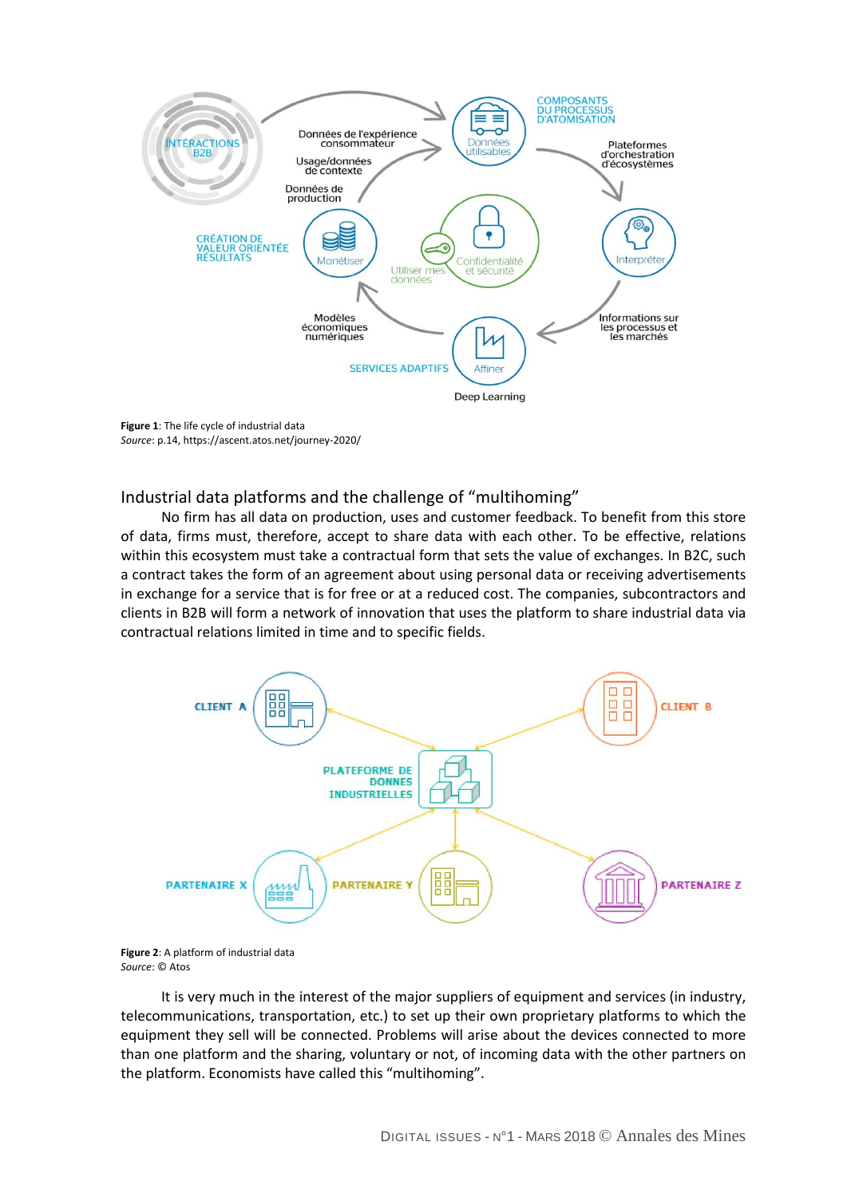**Figure 1**: The life cycle of industrial data
*Source*: p.14, https://ascent.atos.net/journey-2020/

## Industrial data platforms and the challenge of "multihoming"

No firm has all data on production, uses and customer feedback. To benefit from this store of data, firms must, therefore, accept to share data with each other. To be effective, relations within this ecosystem must take a contractual form that sets the value of exchanges. In B2C, such a contract takes the form of an agreement about using personal data or receiving advertisements in exchange for a service that is for free or at a reduced cost. The companies, subcontractors and clients in B2B will form a network of innovation that uses the platform to share industrial data via contractual relations limited in time and to specific fields.

**Figure 2**: A platform of industrial data
*Source*: © Atos

It is very much in the interest of the major suppliers of equipment and services (in industry, telecommunications, transportation, etc.) to set up their own proprietary platforms to which the equipment they sell will be connected. Problems will arise about the devices connected to more than one platform and the sharing, voluntary or not, of incoming data with the other partners on the platform. Economists have called this "multihoming".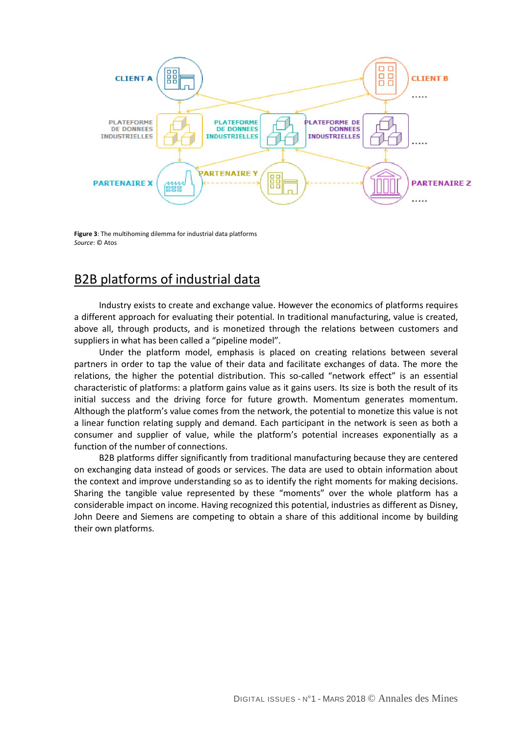**Figure 3**: The multihoming dilemma for industrial data platforms
*Source*: © Atos

## B2B platforms of industrial data

Industry exists to create and exchange value. However the economics of platforms requires a different approach for evaluating their potential. In traditional manufacturing, value is created, above all, through products, and is monetized through the relations between customers and suppliers in what has been called a "pipeline model".

Under the platform model, emphasis is placed on creating relations between several partners in order to tap the value of their data and facilitate exchanges of data. The more the relations, the higher the potential distribution. This so-called "network effect" is an essential characteristic of platforms: a platform gains value as it gains users. Its size is both the result of its initial success and the driving force for future growth. Momentum generates momentum. Although the platform's value comes from the network, the potential to monetize this value is not a linear function relating supply and demand. Each participant in the network is seen as both a consumer and supplier of value, while the platform's potential increases exponentially as a function of the number of connections.

B2B platforms differ significantly from traditional manufacturing because they are centered on exchanging data instead of goods or services. The data are used to obtain information about the context and improve understanding so as to identify the right moments for making decisions. Sharing the tangible value represented by these "moments" over the whole platform has a considerable impact on income. Having recognized this potential, industries as different as Disney, John Deere and Siemens are competing to obtain a share of this additional income by building their own platforms.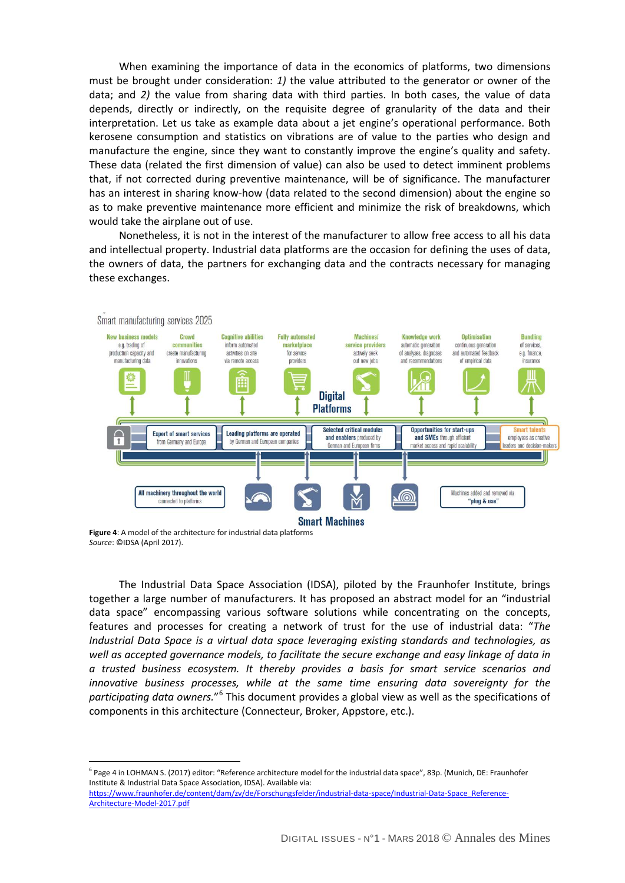When examining the importance of data in the economics of platforms, two dimensions must be brought under consideration: *1)* the value attributed to the generator or owner of the data; and *2)* the value from sharing data with third parties. In both cases, the value of data depends, directly or indirectly, on the requisite degree of granularity of the data and their interpretation. Let us take as example data about a jet engine's operational performance. Both kerosene consumption and statistics on vibrations are of value to the parties who design and manufacture the engine, since they want to constantly improve the engine's quality and safety. These data (related the first dimension of value) can also be used to detect imminent problems that, if not corrected during preventive maintenance, will be of significance. The manufacturer has an interest in sharing know-how (data related to the second dimension) about the engine so as to make preventive maintenance more efficient and minimize the risk of breakdowns, which would take the airplane out of use.

Nonetheless, it is not in the interest of the manufacturer to allow free access to all his data and intellectual property. Industrial data platforms are the occasion for defining the uses of data, the owners of data, the partners for exchanging data and the contracts necessary for managing these exchanges.

**Figure 4**: A model of the architecture for industrial data platforms
*Source*: ©IDSA (April 2017).

The Industrial Data Space Association (IDSA), piloted by the Fraunhofer Institute, brings together a large number of manufacturers. It has proposed an abstract model for an "industrial data space" encompassing various software solutions while concentrating on the concepts, features and processes for creating a network of trust for the use of industrial data: "*The Industrial Data Space is a virtual data space leveraging existing standards and technologies, as well as accepted governance models, to facilitate the secure exchange and easy linkage of data in a trusted business ecosystem. It thereby provides a basis for smart service scenarios and innovative business processes, while at the same time ensuring data sovereignty for the participating data owners.*"[6] This document provides a global view as well as the specifications of components in this architecture (Connecteur, Broker, Appstore, etc.).

[6] Page 4 in LOHMAN S. (2017) editor: "Reference architecture model for the industrial data space", 83p. (Munich, DE: Fraunhofer Institute & Industrial Data Space Association, IDSA). Available via: https://www.fraunhofer.de/content/dam/zv/de/Forschungsfelder/industrial-data-space/Industrial-Data-Space_Reference-Architecture-Model-2017.pdf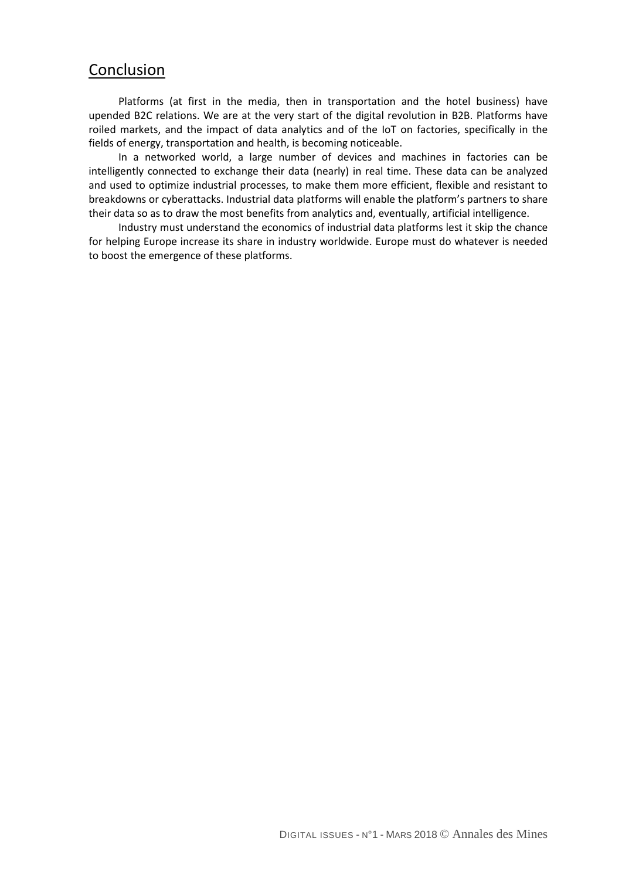## Conclusion

Platforms (at first in the media, then in transportation and the hotel business) have upended B2C relations. We are at the very start of the digital revolution in B2B. Platforms have roiled markets, and the impact of data analytics and of the IoT on factories, specifically in the fields of energy, transportation and health, is becoming noticeable.

In a networked world, a large number of devices and machines in factories can be intelligently connected to exchange their data (nearly) in real time. These data can be analyzed and used to optimize industrial processes, to make them more efficient, flexible and resistant to breakdowns or cyberattacks. Industrial data platforms will enable the platform's partners to share their data so as to draw the most benefits from analytics and, eventually, artificial intelligence.

Industry must understand the economics of industrial data platforms lest it skip the chance for helping Europe increase its share in industry worldwide. Europe must do whatever is needed to boost the emergence of these platforms.